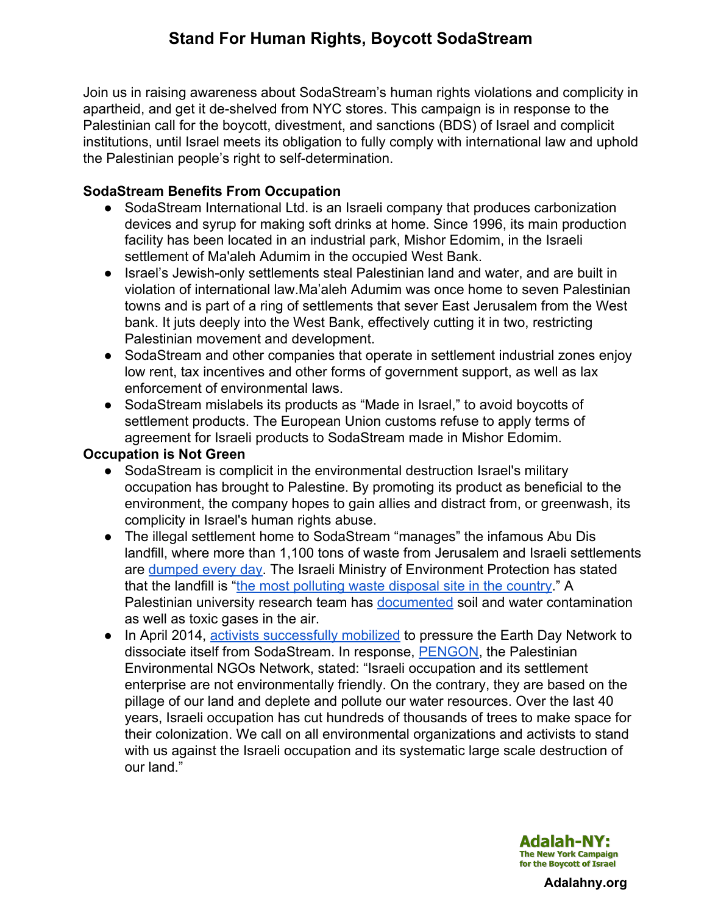# Stand For Human Rights, Boycott SodaStream

Join us in raising awareness about SodaStream's human rights violations and complicity in apartheid, and get it de-shelved from NYC stores. This campaign is in response to the Palestinian call for the boycott, divestment, and sanctions (BDS) of Israel and complicit institutions, until Israel meets its obligation to fully comply with international law and uphold the Palestinian people's right to self-determination.

**SodaStream Benefits From Occupation**

- SodaStream International Ltd. is an Israeli company that produces carbonization devices and syrup for making soft drinks at home. Since 1996, its main production facility has been located in an industrial park, Mishor Edomim, in the Israeli settlement of Ma'aleh Adumim in the occupied West Bank.
- Israel's Jewish-only settlements steal Palestinian land and water, and are built in violation of international law.Ma'aleh Adumim was once home to seven Palestinian towns and is part of a ring of settlements that sever East Jerusalem from the West bank. It juts deeply into the West Bank, effectively cutting it in two, restricting Palestinian movement and development.
- SodaStream and other companies that operate in settlement industrial zones enjoy low rent, tax incentives and other forms of government support, as well as lax enforcement of environmental laws.
- SodaStream mislabels its products as "Made in Israel," to avoid boycotts of settlement products. The European Union customs refuse to apply terms of agreement for Israeli products to SodaStream made in Mishor Edomim.

**Occupation is Not Green**

- SodaStream is complicit in the environmental destruction Israel's military occupation has brought to Palestine. By promoting its product as beneficial to the environment, the company hopes to gain allies and distract from, or greenwash, its complicity in Israel's human rights abuse.
- The illegal settlement home to SodaStream "manages" the infamous Abu Dis landfill, where more than 1,100 tons of waste from Jerusalem and Israeli settlements are dumped every day. The Israeli Ministry of Environment Protection has stated that the landfill is "the most polluting waste disposal site in the country." A Palestinian university research team has documented soil and water contamination as well as toxic gases in the air.
- In April 2014, activists successfully mobilized to pressure the Earth Day Network to dissociate itself from SodaStream. In response, PENGON, the Palestinian Environmental NGOs Network, stated: "Israeli occupation and its settlement enterprise are not environmentally friendly. On the contrary, they are based on the pillage of our land and deplete and pollute our water resources. Over the last 40 years, Israeli occupation has cut hundreds of thousands of trees to make space for their colonization. We call on all environmental organizations and activists to stand with us against the Israeli occupation and its systematic large scale destruction of our land."

**Adalah-NY:**
**The New York Campaign for the Boycott of Israel**

**Adalahny.org**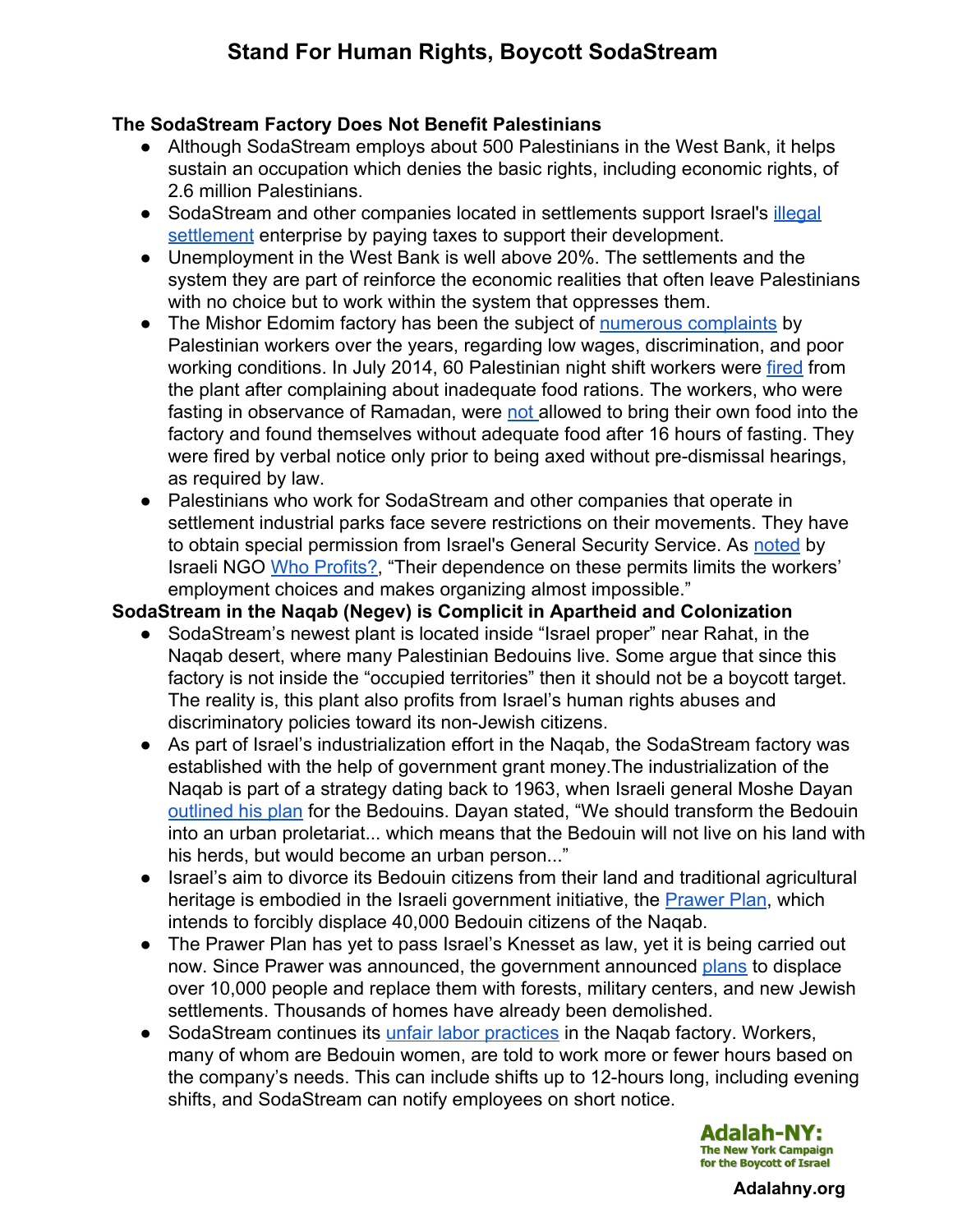# Stand For Human Rights, Boycott SodaStream

**The SodaStream Factory Does Not Benefit Palestinians**

- Although SodaStream employs about 500 Palestinians in the West Bank, it helps sustain an occupation which denies the basic rights, including economic rights, of 2.6 million Palestinians.
- SodaStream and other companies located in settlements support Israel's illegal settlement enterprise by paying taxes to support their development.
- Unemployment in the West Bank is well above 20%. The settlements and the system they are part of reinforce the economic realities that often leave Palestinians with no choice but to work within the system that oppresses them.
- The Mishor Edomim factory has been the subject of numerous complaints by Palestinian workers over the years, regarding low wages, discrimination, and poor working conditions. In July 2014, 60 Palestinian night shift workers were fired from the plant after complaining about inadequate food rations. The workers, who were fasting in observance of Ramadan, were not allowed to bring their own food into the factory and found themselves without adequate food after 16 hours of fasting. They were fired by verbal notice only prior to being axed without pre-dismissal hearings, as required by law.
- Palestinians who work for SodaStream and other companies that operate in settlement industrial parks face severe restrictions on their movements. They have to obtain special permission from Israel's General Security Service. As noted by Israeli NGO Who Profits?, "Their dependence on these permits limits the workers' employment choices and makes organizing almost impossible."

**SodaStream in the Naqab (Negev) is Complicit in Apartheid and Colonization**

- SodaStream's newest plant is located inside "Israel proper" near Rahat, in the Naqab desert, where many Palestinian Bedouins live. Some argue that since this factory is not inside the "occupied territories" then it should not be a boycott target. The reality is, this plant also profits from Israel's human rights abuses and discriminatory policies toward its non-Jewish citizens.
- As part of Israel's industrialization effort in the Naqab, the SodaStream factory was established with the help of government grant money.The industrialization of the Naqab is part of a strategy dating back to 1963, when Israeli general Moshe Dayan outlined his plan for the Bedouins. Dayan stated, "We should transform the Bedouin into an urban proletariat... which means that the Bedouin will not live on his land with his herds, but would become an urban person..."
- Israel's aim to divorce its Bedouin citizens from their land and traditional agricultural heritage is embodied in the Israeli government initiative, the Prawer Plan, which intends to forcibly displace 40,000 Bedouin citizens of the Naqab.
- The Prawer Plan has yet to pass Israel's Knesset as law, yet it is being carried out now. Since Prawer was announced, the government announced plans to displace over 10,000 people and replace them with forests, military centers, and new Jewish settlements. Thousands of homes have already been demolished.
- SodaStream continues its unfair labor practices in the Naqab factory. Workers, many of whom are Bedouin women, are told to work more or fewer hours based on the company's needs. This can include shifts up to 12-hours long, including evening shifts, and SodaStream can notify employees on short notice.

**Adalah-NY:**
The New York Campaign for the Boycott of Israel

Adalahny.org